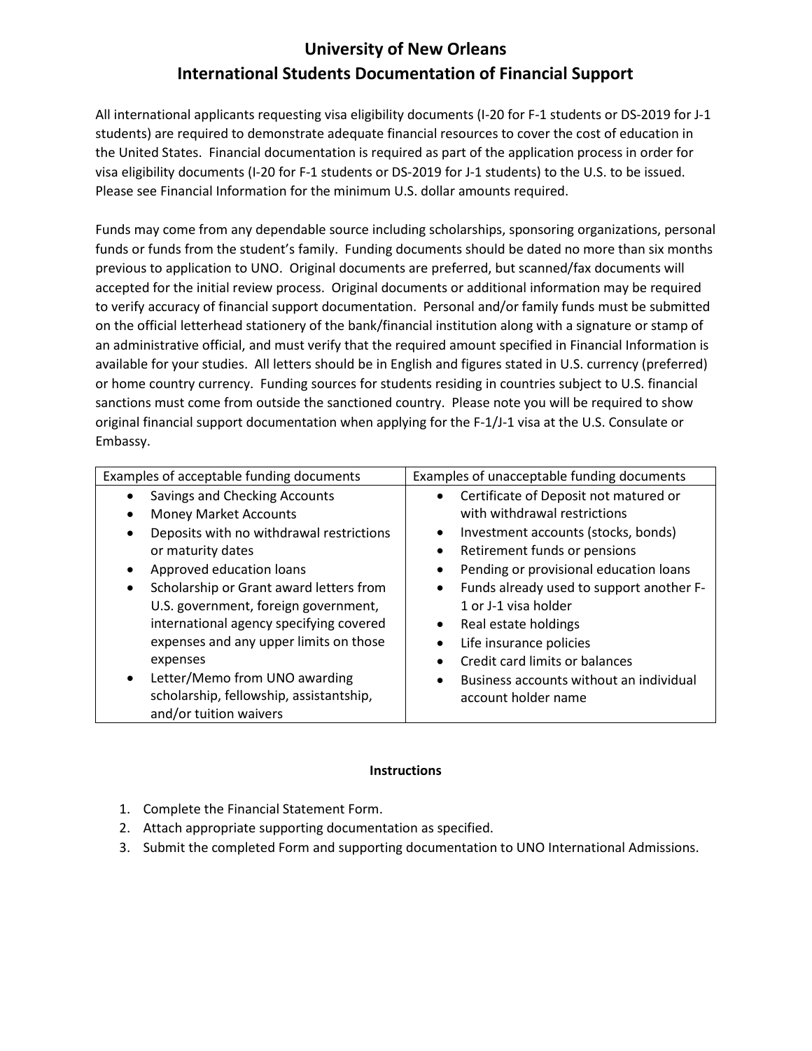# University of New Orleans
## International Students Documentation of Financial Support

All international applicants requesting visa eligibility documents (I-20 for F-1 students or DS-2019 for J-1 students) are required to demonstrate adequate financial resources to cover the cost of education in the United States. Financial documentation is required as part of the application process in order for visa eligibility documents (I-20 for F-1 students or DS-2019 for J-1 students) to the U.S. to be issued. Please see Financial Information for the minimum U.S. dollar amounts required.

Funds may come from any dependable source including scholarships, sponsoring organizations, personal funds or funds from the student's family. Funding documents should be dated no more than six months previous to application to UNO. Original documents are preferred, but scanned/fax documents will accepted for the initial review process. Original documents or additional information may be required to verify accuracy of financial support documentation. Personal and/or family funds must be submitted on the official letterhead stationery of the bank/financial institution along with a signature or stamp of an administrative official, and must verify that the required amount specified in Financial Information is available for your studies. All letters should be in English and figures stated in U.S. currency (preferred) or home country currency. Funding sources for students residing in countries subject to U.S. financial sanctions must come from outside the sanctioned country. Please note you will be required to show original financial support documentation when applying for the F-1/J-1 visa at the U.S. Consulate or Embassy.

| Examples of acceptable funding documents | Examples of unacceptable funding documents |
|---|---|
| • Savings and Checking Accounts<br>• Money Market Accounts<br>• Deposits with no withdrawal restrictions or maturity dates<br>• Approved education loans<br>• Scholarship or Grant award letters from U.S. government, foreign government, international agency specifying covered expenses and any upper limits on those expenses<br>• Letter/Memo from UNO awarding scholarship, fellowship, assistantship, and/or tuition waivers | • Certificate of Deposit not matured or with withdrawal restrictions<br>• Investment accounts (stocks, bonds)<br>• Retirement funds or pensions<br>• Pending or provisional education loans<br>• Funds already used to support another F-1 or J-1 visa holder<br>• Real estate holdings<br>• Life insurance policies<br>• Credit card limits or balances<br>• Business accounts without an individual account holder name |

**Instructions**

1. Complete the Financial Statement Form.
2. Attach appropriate supporting documentation as specified.
3. Submit the completed Form and supporting documentation to UNO International Admissions.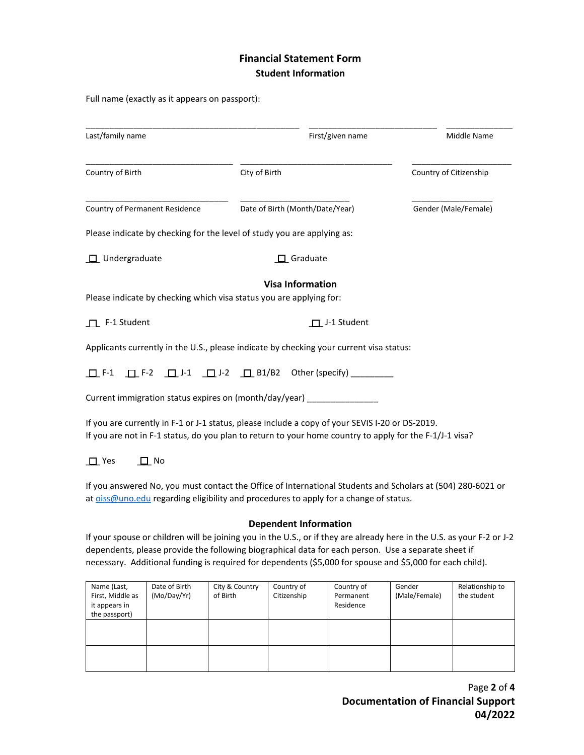# Financial Statement Form

## Student Information

Full name (exactly as it appears on passport):

\_\_\_\_\_\_\_\_\_\_\_\_\_\_\_\_\_\_\_\_\_\_\_\_\_\_\_\_\_\_\_\_\_\_\_\_\_\_\_\_\_\_\_\_\_\_\_\_ \_\_\_\_\_\_\_\_\_\_\_\_\_\_\_\_\_\_\_\_\_\_\_\_\_\_\_\_\_\_ \_\_\_\_\_\_\_\_\_\_\_\_\_\_\_

Last/family name | First/given name | Middle Name

\_\_\_\_\_\_\_\_\_\_\_\_\_\_\_\_\_\_\_\_\_\_\_\_\_\_\_\_\_\_\_\_\_\_ \_\_\_\_\_\_\_\_\_\_\_\_\_\_\_\_\_\_\_\_\_\_\_\_\_\_\_\_\_\_\_\_\_\_\_ \_\_\_\_\_\_\_\_\_\_\_\_\_\_\_\_\_\_\_\_\_\_\_

Country of Birth | City of Birth | Country of Citizenship

\_\_\_\_\_\_\_\_\_\_\_\_\_\_\_\_\_\_\_\_\_\_\_\_\_\_\_\_\_\_\_\_\_ \_\_\_\_\_\_\_\_\_\_\_\_\_\_\_\_\_\_\_\_\_\_\_\_\_ \_\_\_\_\_\_\_\_\_\_\_\_\_\_\_\_\_\_\_

Country of Permanent Residence | Date of Birth (Month/Date/Year) | Gender (Male/Female)

Please indicate by checking for the level of study you are applying as:

☐ Undergraduate ☐ Graduate

## Visa Information

Please indicate by checking which visa status you are applying for:

☐ F-1 Student ☐ J-1 Student

Applicants currently in the U.S., please indicate by checking your current visa status:

☐ F-1 ☐ F-2 ☐ J-1 ☐ J-2 ☐ B1/B2 Other (specify) \_\_\_\_\_\_\_\_\_

Current immigration status expires on (month/day/year) \_\_\_\_\_\_\_\_\_\_\_\_\_\_\_

If you are currently in F-1 or J-1 status, please include a copy of your SEVIS I-20 or DS-2019.
If you are not in F-1 status, do you plan to return to your home country to apply for the F-1/J-1 visa?

☐ Yes ☐ No

If you answered No, you must contact the Office of International Students and Scholars at (504) 280-6021 or at oiss@uno.edu regarding eligibility and procedures to apply for a change of status.

## Dependent Information

If your spouse or children will be joining you in the U.S., or if they are already here in the U.S. as your F-2 or J-2 dependents, please provide the following biographical data for each person. Use a separate sheet if necessary. Additional funding is required for dependents ($5,000 for spouse and $5,000 for each child).

| Name (Last, First, Middle as it appears in the passport) | Date of Birth (Mo/Day/Yr) | City & Country of Birth | Country of Citizenship | Country of Permanent Residence | Gender (Male/Female) | Relationship to the student |
|---|---|---|---|---|---|---|
| | | | | | | |
| | | | | | | |

**Documentation of Financial Support**
**04/2022**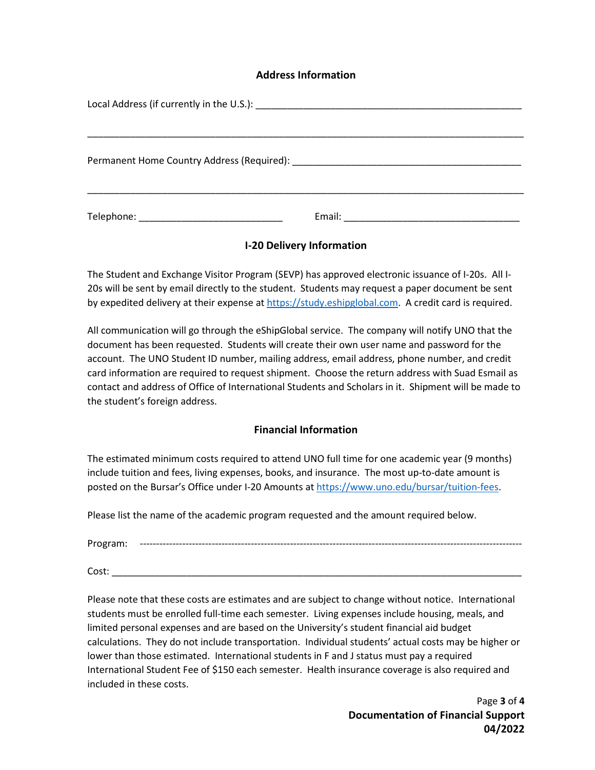## Address Information

Local Address (if currently in the U.S.): ___________________________________________________

_______________________________________________________________________________

Permanent Home Country Address (Required): ___________________________________________

_______________________________________________________________________________

Telephone: ___________________________ Email: _________________________________

## I-20 Delivery Information

The Student and Exchange Visitor Program (SEVP) has approved electronic issuance of I-20s. All I-20s will be sent by email directly to the student. Students may request a paper document be sent by expedited delivery at their expense at https://study.eshipglobal.com. A credit card is required.

All communication will go through the eShipGlobal service. The company will notify UNO that the document has been requested. Students will create their own user name and password for the account. The UNO Student ID number, mailing address, email address, phone number, and credit card information are required to request shipment. Choose the return address with Suad Esmail as contact and address of Office of International Students and Scholars in it. Shipment will be made to the student's foreign address.

## Financial Information

The estimated minimum costs required to attend UNO full time for one academic year (9 months) include tuition and fees, living expenses, books, and insurance. The most up-to-date amount is posted on the Bursar's Office under I-20 Amounts at https://www.uno.edu/bursar/tuition-fees.

Please list the name of the academic program requested and the amount required below.

Program: ---------------------------------------------------------------------------------------------------------------

Cost: ________________________________________________________________________

Please note that these costs are estimates and are subject to change without notice. International students must be enrolled full-time each semester. Living expenses include housing, meals, and limited personal expenses and are based on the University's student financial aid budget calculations. They do not include transportation. Individual students' actual costs may be higher or lower than those estimated. International students in F and J status must pay a required International Student Fee of $150 each semester. Health insurance coverage is also required and included in these costs.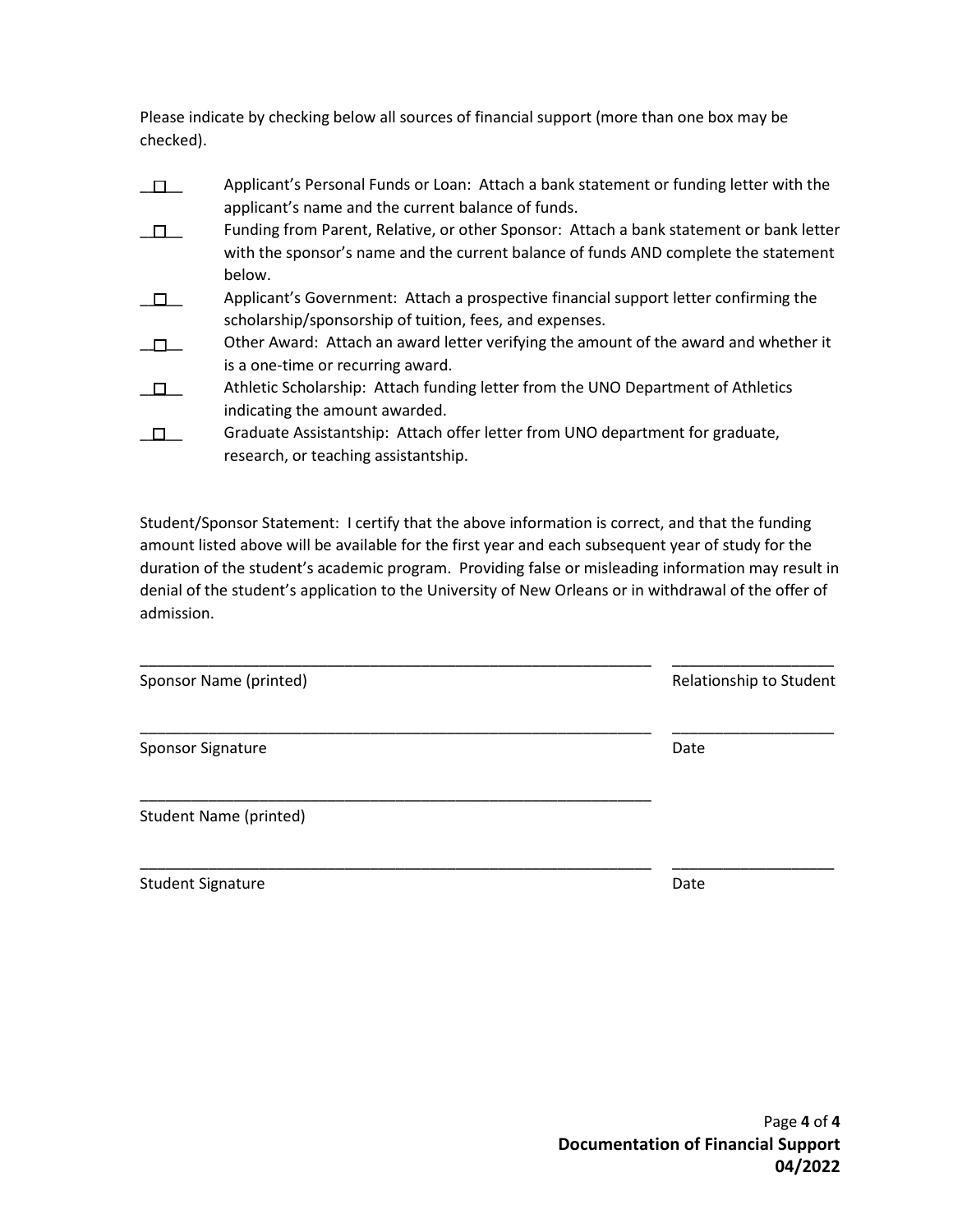Please indicate by checking below all sources of financial support (more than one box may be checked).

- ☐ Applicant's Personal Funds or Loan: Attach a bank statement or funding letter with the applicant's name and the current balance of funds.
- ☐ Funding from Parent, Relative, or other Sponsor: Attach a bank statement or bank letter with the sponsor's name and the current balance of funds AND complete the statement below.
- ☐ Applicant's Government: Attach a prospective financial support letter confirming the scholarship/sponsorship of tuition, fees, and expenses.
- ☐ Other Award: Attach an award letter verifying the amount of the award and whether it is a one-time or recurring award.
- ☐ Athletic Scholarship: Attach funding letter from the UNO Department of Athletics indicating the amount awarded.
- ☐ Graduate Assistantship: Attach offer letter from UNO department for graduate, research, or teaching assistantship.

Student/Sponsor Statement: I certify that the above information is correct, and that the funding amount listed above will be available for the first year and each subsequent year of study for the duration of the student's academic program. Providing false or misleading information may result in denial of the student's application to the University of New Orleans or in withdrawal of the offer of admission.

______________________________________________ ____________________

Sponsor Name (printed) Relationship to Student

______________________________________________ ____________________

Sponsor Signature Date

______________________________________________

Student Name (printed)

______________________________________________ ____________________

Student Signature Date

**Documentation of Financial Support**
**04/2022**